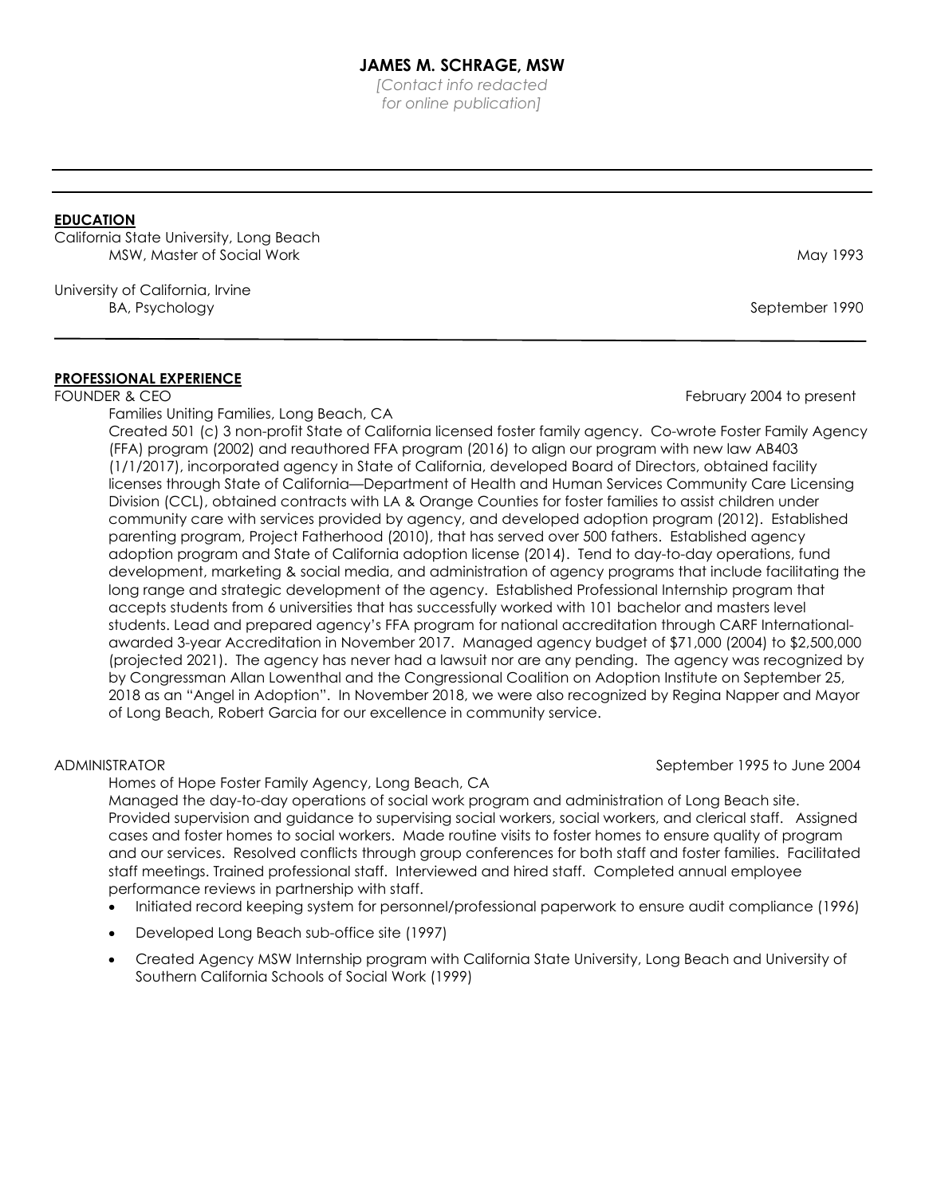# JAMES M. SCHRAGE, MSW

*[Contact info redacted for online publication]*

---

## EDUCATION

California State University, Long Beach
MSW, Master of Social Work — May 1993

University of California, Irvine
BA, Psychology — September 1990

---

## PROFESSIONAL EXPERIENCE

**FOUNDER & CEO** — February 2004 to present

Families Uniting Families, Long Beach, CA

Created 501 (c) 3 non-profit State of California licensed foster family agency. Co-wrote Foster Family Agency (FFA) program (2002) and reauthored FFA program (2016) to align our program with new law AB403 (1/1/2017), incorporated agency in State of California, developed Board of Directors, obtained facility licenses through State of California—Department of Health and Human Services Community Care Licensing Division (CCL), obtained contracts with LA & Orange Counties for foster families to assist children under community care with services provided by agency, and developed adoption program (2012). Established parenting program, Project Fatherhood (2010), that has served over 500 fathers. Established agency adoption program and State of California adoption license (2014). Tend to day-to-day operations, fund development, marketing & social media, and administration of agency programs that include facilitating the long range and strategic development of the agency. Established Professional Internship program that accepts students from 6 universities that has successfully worked with 101 bachelor and masters level students. Lead and prepared agency's FFA program for national accreditation through CARF International-awarded 3-year Accreditation in November 2017. Managed agency budget of $71,000 (2004) to $2,500,000 (projected 2021). The agency has never had a lawsuit nor are any pending. The agency was recognized by by Congressman Allan Lowenthal and the Congressional Coalition on Adoption Institute on September 25, 2018 as an "Angel in Adoption". In November 2018, we were also recognized by Regina Napper and Mayor of Long Beach, Robert Garcia for our excellence in community service.

**ADMINISTRATOR** — September 1995 to June 2004

Homes of Hope Foster Family Agency, Long Beach, CA

Managed the day-to-day operations of social work program and administration of Long Beach site. Provided supervision and guidance to supervising social workers, social workers, and clerical staff. Assigned cases and foster homes to social workers. Made routine visits to foster homes to ensure quality of program and our services. Resolved conflicts through group conferences for both staff and foster families. Facilitated staff meetings. Trained professional staff. Interviewed and hired staff. Completed annual employee performance reviews in partnership with staff.

- Initiated record keeping system for personnel/professional paperwork to ensure audit compliance (1996)
- Developed Long Beach sub-office site (1997)
- Created Agency MSW Internship program with California State University, Long Beach and University of Southern California Schools of Social Work (1999)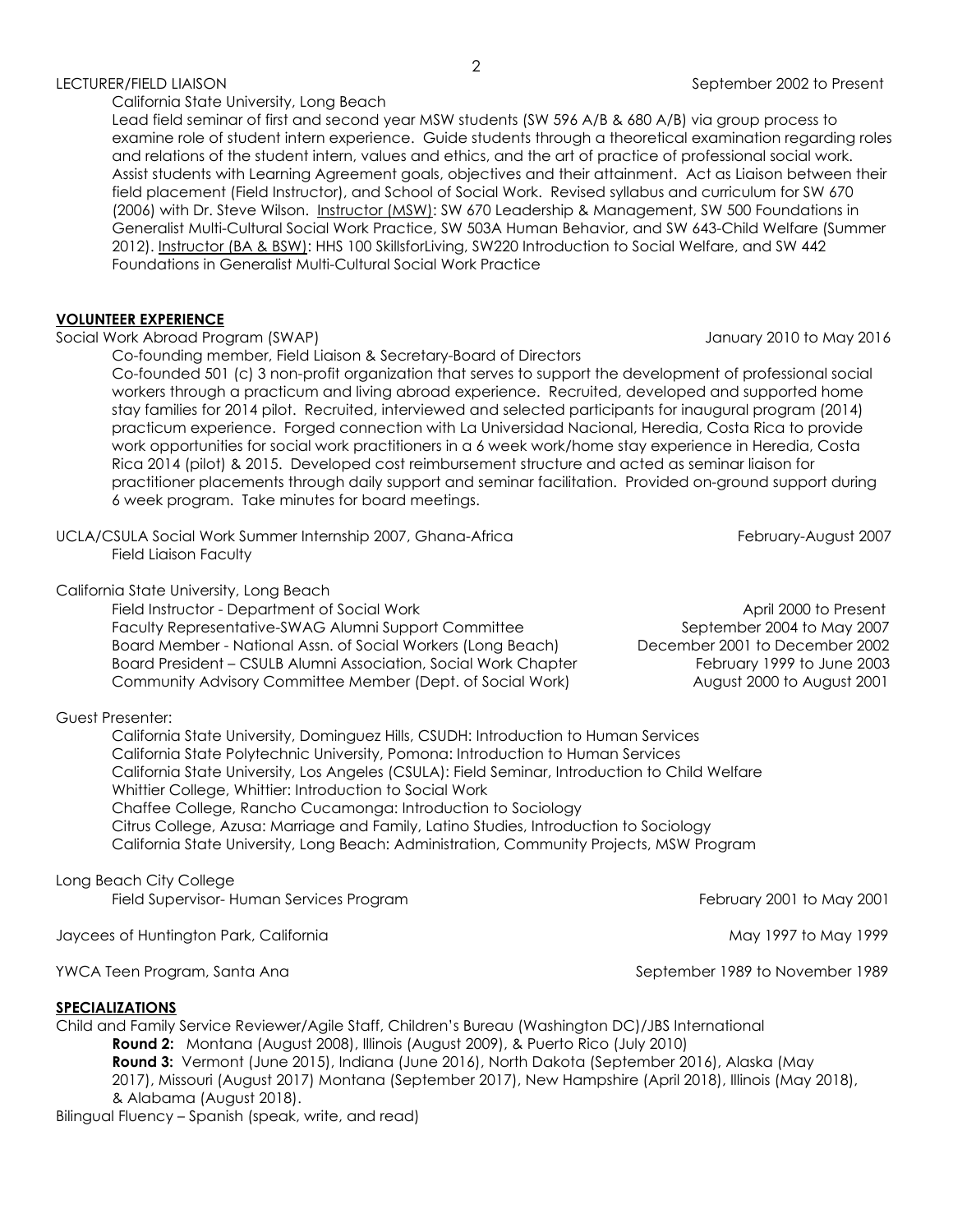LECTURER/FIELD LIAISON September 2002 to Present

California State University, Long Beach

Lead field seminar of first and second year MSW students (SW 596 A/B & 680 A/B) via group process to examine role of student intern experience. Guide students through a theoretical examination regarding roles and relations of the student intern, values and ethics, and the art of practice of professional social work. Assist students with Learning Agreement goals, objectives and their attainment. Act as Liaison between their field placement (Field Instructor), and School of Social Work. Revised syllabus and curriculum for SW 670 (2006) with Dr. Steve Wilson. Instructor (MSW): SW 670 Leadership & Management, SW 500 Foundations in Generalist Multi-Cultural Social Work Practice, SW 503A Human Behavior, and SW 643-Child Welfare (Summer 2012). Instructor (BA & BSW): HHS 100 SkillsforLiving, SW220 Introduction to Social Welfare, and SW 442 Foundations in Generalist Multi-Cultural Social Work Practice

## VOLUNTEER EXPERIENCE

Social Work Abroad Program (SWAP) January 2010 to May 2016

Co-founding member, Field Liaison & Secretary-Board of Directors

Co-founded 501 (c) 3 non-profit organization that serves to support the development of professional social workers through a practicum and living abroad experience. Recruited, developed and supported home stay families for 2014 pilot. Recruited, interviewed and selected participants for inaugural program (2014) practicum experience. Forged connection with La Universidad Nacional, Heredia, Costa Rica to provide work opportunities for social work practitioners in a 6 week work/home stay experience in Heredia, Costa Rica 2014 (pilot) & 2015. Developed cost reimbursement structure and acted as seminar liaison for practitioner placements through daily support and seminar facilitation. Provided on-ground support during 6 week program. Take minutes for board meetings.

UCLA/CSULA Social Work Summer Internship 2007, Ghana-Africa February-August 2007

Field Liaison Faculty

California State University, Long Beach

- Field Instructor - Department of Social Work April 2000 to Present
- Faculty Representative-SWAG Alumni Support Committee September 2004 to May 2007
- Board Member - National Assn. of Social Workers (Long Beach) December 2001 to December 2002
- Board President – CSULB Alumni Association, Social Work Chapter February 1999 to June 2003
- Community Advisory Committee Member (Dept. of Social Work) August 2000 to August 2001

Guest Presenter:

- California State University, Dominguez Hills, CSUDH: Introduction to Human Services
- California State Polytechnic University, Pomona: Introduction to Human Services
- California State University, Los Angeles (CSULA): Field Seminar, Introduction to Child Welfare
- Whittier College, Whittier: Introduction to Social Work
- Chaffee College, Rancho Cucamonga: Introduction to Sociology
- Citrus College, Azusa: Marriage and Family, Latino Studies, Introduction to Sociology
- California State University, Long Beach: Administration, Community Projects, MSW Program

Long Beach City College

Field Supervisor- Human Services Program February 2001 to May 2001

Jaycees of Huntington Park, California May 1997 to May 1999

YWCA Teen Program, Santa Ana September 1989 to November 1989

## SPECIALIZATIONS

Child and Family Service Reviewer/Agile Staff, Children's Bureau (Washington DC)/JBS International

**Round 2:** Montana (August 2008), Illinois (August 2009), & Puerto Rico (July 2010)

**Round 3:** Vermont (June 2015), Indiana (June 2016), North Dakota (September 2016), Alaska (May 2017), Missouri (August 2017) Montana (September 2017), New Hampshire (April 2018), Illinois (May 2018), & Alabama (August 2018).

Bilingual Fluency – Spanish (speak, write, and read)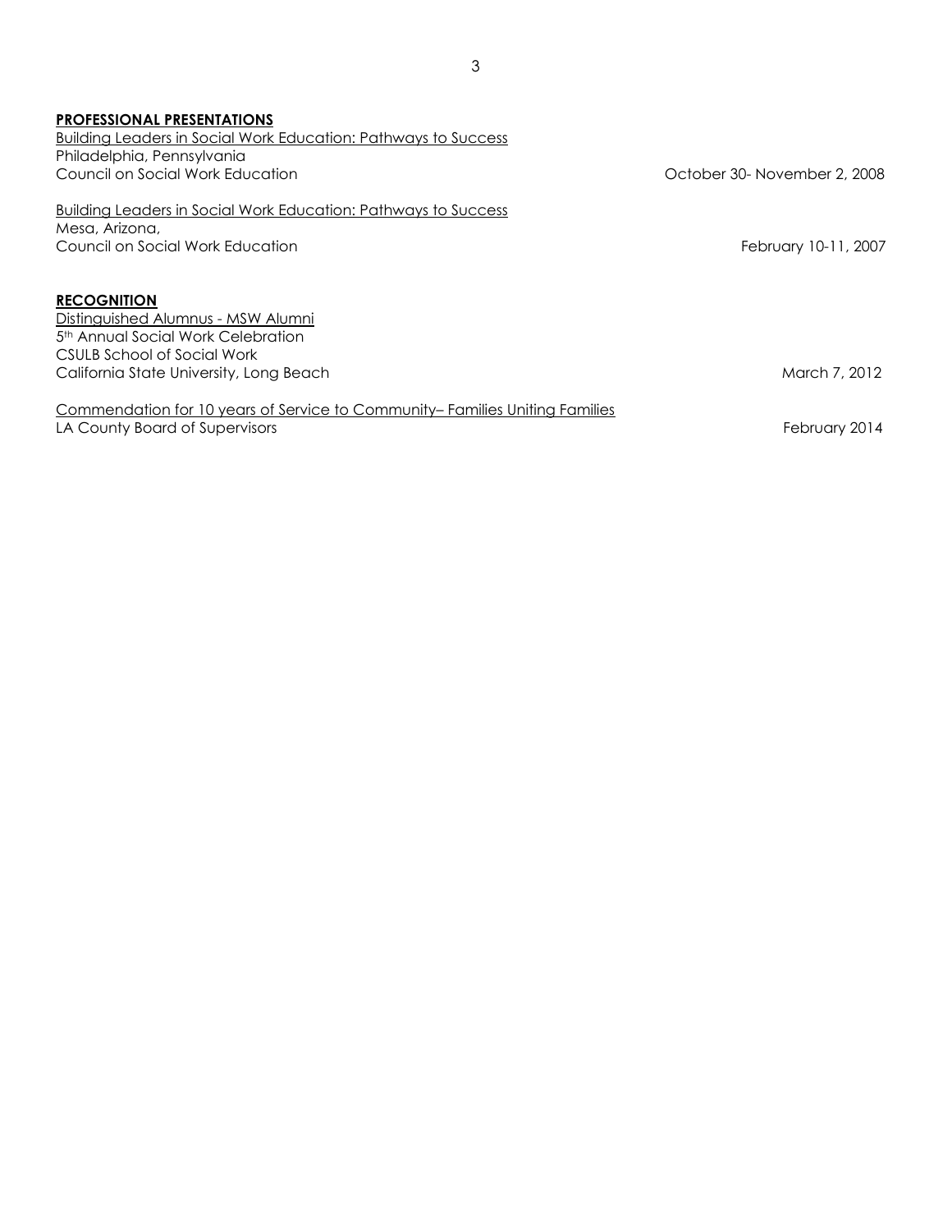## PROFESSIONAL PRESENTATIONS

Building Leaders in Social Work Education: Pathways to Success
Philadelphia, Pennsylvania
Council on Social Work Education — October 30- November 2, 2008

Building Leaders in Social Work Education: Pathways to Success
Mesa, Arizona,
Council on Social Work Education — February 10-11, 2007

## RECOGNITION

Distinguished Alumnus - MSW Alumni
5th Annual Social Work Celebration
CSULB School of Social Work
California State University, Long Beach — March 7, 2012

Commendation for 10 years of Service to Community– Families Uniting Families
LA County Board of Supervisors — February 2014